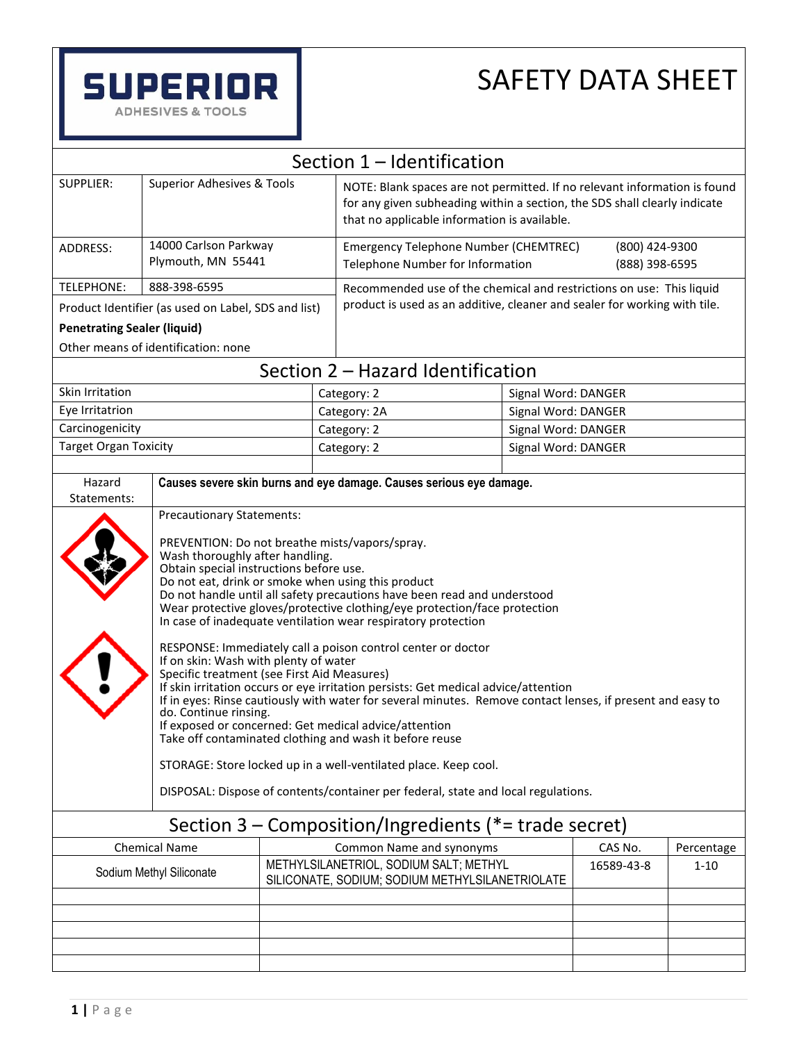**SUPERIOR**
ADHESIVES & TOOLS

# SAFETY DATA SHEET

## Section 1 – Identification

| | | |
|---|---|---|
| SUPPLIER: | Superior Adhesives & Tools | NOTE: Blank spaces are not permitted. If no relevant information is found for any given subheading within a section, the SDS shall clearly indicate that no applicable information is available. |
| ADDRESS: | 14000 Carlson Parkway<br>Plymouth, MN 55441 | Emergency Telephone Number (CHEMTREC) (800) 424-9300<br>Telephone Number for Information (888) 398-6595 |
| TELEPHONE: | 888-398-6595 | Recommended use of the chemical and restrictions on use: This liquid product is used as an additive, cleaner and sealer for working with tile. |

Product Identifier (as used on Label, SDS and list)

**Penetrating Sealer (liquid)**

Other means of identification: none

## Section 2 – Hazard Identification

| | | |
|---|---|---|
| Skin Irritation | Category: 2 | Signal Word: DANGER |
| Eye Irritatrion | Category: 2A | Signal Word: DANGER |
| Carcinogenicity | Category: 2 | Signal Word: DANGER |
| Target Organ Toxicity | Category: 2 | Signal Word: DANGER |
| | | |

Hazard Statements: **Causes severe skin burns and eye damage. Causes serious eye damage.**

Precautionary Statements:

PREVENTION: Do not breathe mists/vapors/spray.
Wash thoroughly after handling.
Obtain special instructions before use.
Do not eat, drink or smoke when using this product
Do not handle until all safety precautions have been read and understood
Wear protective gloves/protective clothing/eye protection/face protection
In case of inadequate ventilation wear respiratory protection

RESPONSE: Immediately call a poison control center or doctor
If on skin: Wash with plenty of water
Specific treatment (see First Aid Measures)
If skin irritation occurs or eye irritation persists: Get medical advice/attention
If in eyes: Rinse cautiously with water for several minutes. Remove contact lenses, if present and easy to do. Continue rinsing.
If exposed or concerned: Get medical advice/attention
Take off contaminated clothing and wash it before reuse

STORAGE: Store locked up in a well-ventilated place. Keep cool.

DISPOSAL: Dispose of contents/container per federal, state and local regulations.

## Section 3 – Composition/Ingredients (*= trade secret)

| Chemical Name | Common Name and synonyms | CAS No. | Percentage |
|---|---|---|---|
| Sodium Methyl Siliconate | METHYLSILANETRIOL, SODIUM SALT; METHYL SILICONATE, SODIUM; SODIUM METHYLSILANETRIOLATE | 16589-43-8 | 1-10 |
| | | | |
| | | | |
| | | | |
| | | | |
| | | | |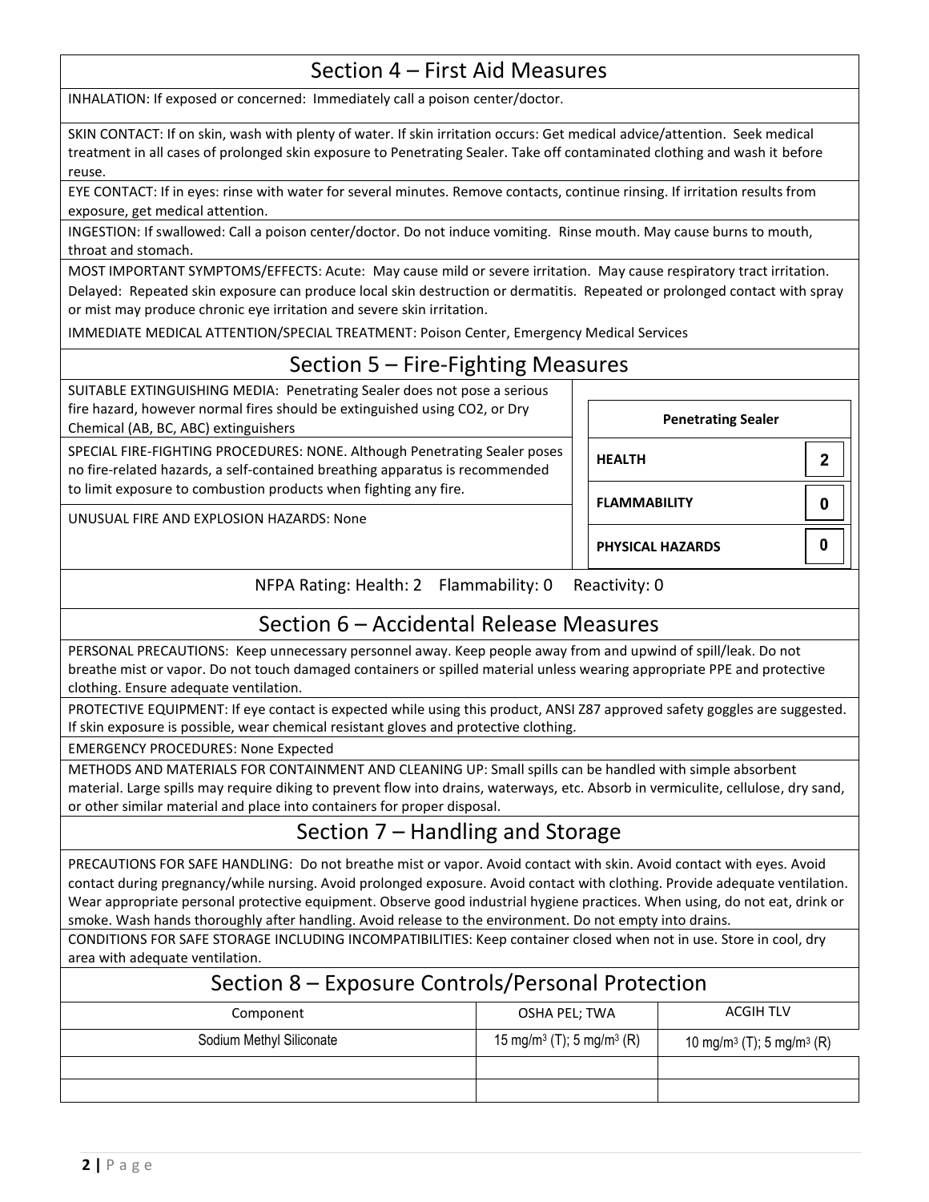## Section 4 – First Aid Measures

INHALATION: If exposed or concerned: Immediately call a poison center/doctor.

SKIN CONTACT: If on skin, wash with plenty of water. If skin irritation occurs: Get medical advice/attention. Seek medical treatment in all cases of prolonged skin exposure to Penetrating Sealer. Take off contaminated clothing and wash it before reuse.

EYE CONTACT: If in eyes: rinse with water for several minutes. Remove contacts, continue rinsing. If irritation results from exposure, get medical attention.

INGESTION: If swallowed: Call a poison center/doctor. Do not induce vomiting. Rinse mouth. May cause burns to mouth, throat and stomach.

MOST IMPORTANT SYMPTOMS/EFFECTS: Acute: May cause mild or severe irritation. May cause respiratory tract irritation. Delayed: Repeated skin exposure can produce local skin destruction or dermatitis. Repeated or prolonged contact with spray or mist may produce chronic eye irritation and severe skin irritation.

IMMEDIATE MEDICAL ATTENTION/SPECIAL TREATMENT: Poison Center, Emergency Medical Services

## Section 5 – Fire-Fighting Measures

SUITABLE EXTINGUISHING MEDIA: Penetrating Sealer does not pose a serious fire hazard, however normal fires should be extinguished using CO2, or Dry Chemical (AB, BC, ABC) extinguishers

SPECIAL FIRE-FIGHTING PROCEDURES: NONE. Although Penetrating Sealer poses no fire-related hazards, a self-contained breathing apparatus is recommended to limit exposure to combustion products when fighting any fire.

UNUSUAL FIRE AND EXPLOSION HAZARDS: None

| Penetrating Sealer | |
|---|---|
| HEALTH | 2 |
| FLAMMABILITY | 0 |
| PHYSICAL HAZARDS | 0 |

NFPA Rating: Health: 2 Flammability: 0 Reactivity: 0

## Section 6 – Accidental Release Measures

PERSONAL PRECAUTIONS: Keep unnecessary personnel away. Keep people away from and upwind of spill/leak. Do not breathe mist or vapor. Do not touch damaged containers or spilled material unless wearing appropriate PPE and protective clothing. Ensure adequate ventilation.

PROTECTIVE EQUIPMENT: If eye contact is expected while using this product, ANSI Z87 approved safety goggles are suggested. If skin exposure is possible, wear chemical resistant gloves and protective clothing.

EMERGENCY PROCEDURES: None Expected

METHODS AND MATERIALS FOR CONTAINMENT AND CLEANING UP: Small spills can be handled with simple absorbent material. Large spills may require diking to prevent flow into drains, waterways, etc. Absorb in vermiculite, cellulose, dry sand, or other similar material and place into containers for proper disposal.

## Section 7 – Handling and Storage

PRECAUTIONS FOR SAFE HANDLING: Do not breathe mist or vapor. Avoid contact with skin. Avoid contact with eyes. Avoid contact during pregnancy/while nursing. Avoid prolonged exposure. Avoid contact with clothing. Provide adequate ventilation. Wear appropriate personal protective equipment. Observe good industrial hygiene practices. When using, do not eat, drink or smoke. Wash hands thoroughly after handling. Avoid release to the environment. Do not empty into drains.

CONDITIONS FOR SAFE STORAGE INCLUDING INCOMPATIBILITIES: Keep container closed when not in use. Store in cool, dry area with adequate ventilation.

## Section 8 – Exposure Controls/Personal Protection

| Component | OSHA PEL; TWA | ACGIH TLV |
|---|---|---|
| Sodium Methyl Siliconate | 15 $mg/m^3$ (T); 5 $mg/m^3$ (R) | 10 $mg/m^3$ (T); 5 $mg/m^3$ (R) |
| | | |
| | | |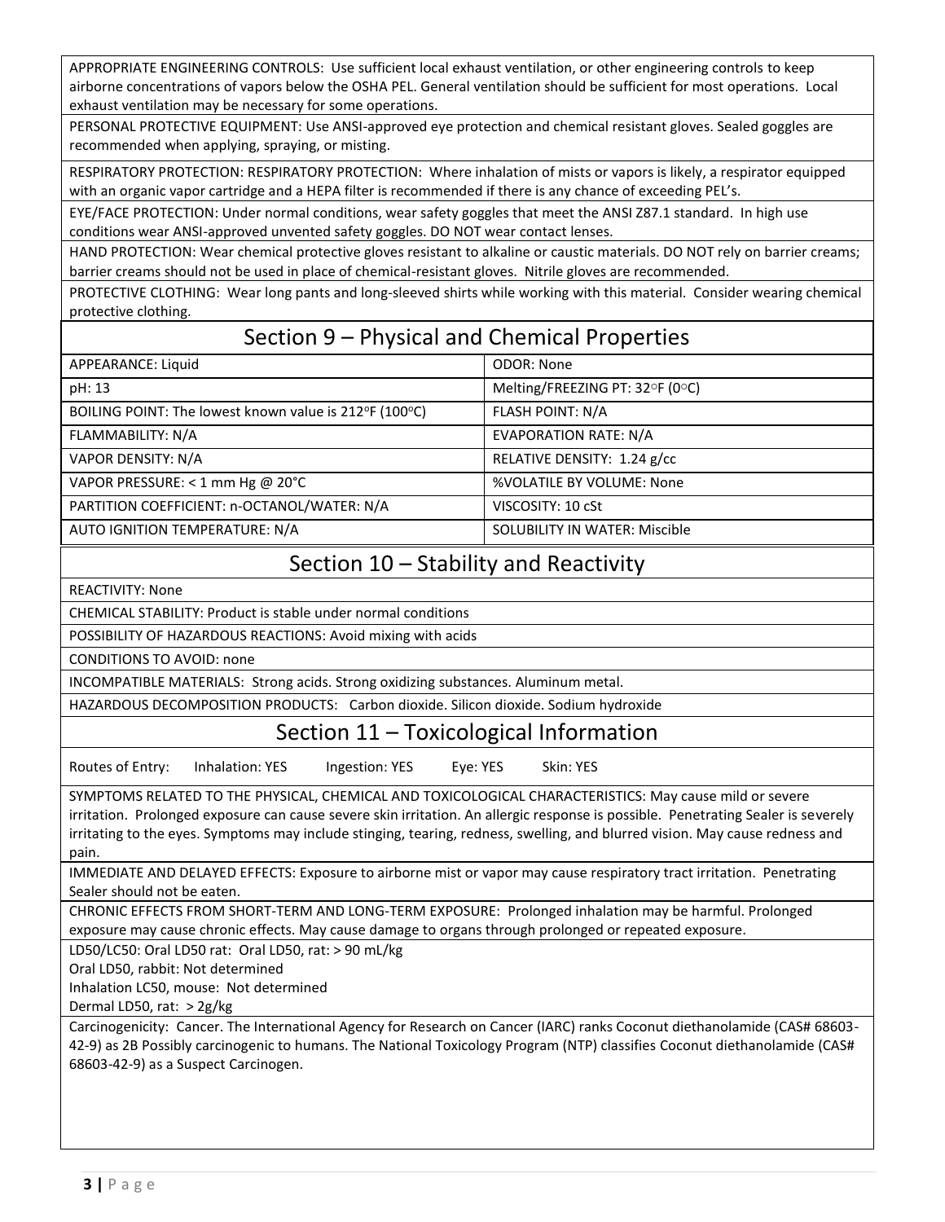APPROPRIATE ENGINEERING CONTROLS: Use sufficient local exhaust ventilation, or other engineering controls to keep airborne concentrations of vapors below the OSHA PEL. General ventilation should be sufficient for most operations. Local exhaust ventilation may be necessary for some operations.

PERSONAL PROTECTIVE EQUIPMENT: Use ANSI-approved eye protection and chemical resistant gloves. Sealed goggles are recommended when applying, spraying, or misting.

RESPIRATORY PROTECTION: RESPIRATORY PROTECTION: Where inhalation of mists or vapors is likely, a respirator equipped with an organic vapor cartridge and a HEPA filter is recommended if there is any chance of exceeding PEL's.

EYE/FACE PROTECTION: Under normal conditions, wear safety goggles that meet the ANSI Z87.1 standard. In high use conditions wear ANSI-approved unvented safety goggles. DO NOT wear contact lenses.

HAND PROTECTION: Wear chemical protective gloves resistant to alkaline or caustic materials. DO NOT rely on barrier creams; barrier creams should not be used in place of chemical-resistant gloves. Nitrile gloves are recommended.

PROTECTIVE CLOTHING: Wear long pants and long-sleeved shirts while working with this material. Consider wearing chemical protective clothing.

## Section 9 – Physical and Chemical Properties

| | |
|---|---|
| APPEARANCE: Liquid | ODOR: None |
| pH: 13 | Melting/FREEZING PT: 32°F (0°C) |
| BOILING POINT: The lowest known value is 212°F (100°C) | FLASH POINT: N/A |
| FLAMMABILITY: N/A | EVAPORATION RATE: N/A |
| VAPOR DENSITY: N/A | RELATIVE DENSITY: 1.24 g/cc |
| VAPOR PRESSURE: < 1 mm Hg @ 20°C | %VOLATILE BY VOLUME: None |
| PARTITION COEFFICIENT: n-OCTANOL/WATER: N/A | VISCOSITY: 10 cSt |
| AUTO IGNITION TEMPERATURE: N/A | SOLUBILITY IN WATER: Miscible |

## Section 10 – Stability and Reactivity

REACTIVITY: None

CHEMICAL STABILITY: Product is stable under normal conditions

POSSIBILITY OF HAZARDOUS REACTIONS: Avoid mixing with acids

CONDITIONS TO AVOID: none

INCOMPATIBLE MATERIALS: Strong acids. Strong oxidizing substances. Aluminum metal.

HAZARDOUS DECOMPOSITION PRODUCTS: Carbon dioxide. Silicon dioxide. Sodium hydroxide

## Section 11 – Toxicological Information

Routes of Entry: Inhalation: YES Ingestion: YES Eye: YES Skin: YES

SYMPTOMS RELATED TO THE PHYSICAL, CHEMICAL AND TOXICOLOGICAL CHARACTERISTICS: May cause mild or severe irritation. Prolonged exposure can cause severe skin irritation. An allergic response is possible. Penetrating Sealer is severely irritating to the eyes. Symptoms may include stinging, tearing, redness, swelling, and blurred vision. May cause redness and pain.

IMMEDIATE AND DELAYED EFFECTS: Exposure to airborne mist or vapor may cause respiratory tract irritation. Penetrating Sealer should not be eaten.

CHRONIC EFFECTS FROM SHORT-TERM AND LONG-TERM EXPOSURE: Prolonged inhalation may be harmful. Prolonged exposure may cause chronic effects. May cause damage to organs through prolonged or repeated exposure.

LD50/LC50: Oral LD50 rat: Oral LD50, rat: > 90 mL/kg
Oral LD50, rabbit: Not determined
Inhalation LC50, mouse: Not determined
Dermal LD50, rat: > 2g/kg

Carcinogenicity: Cancer. The International Agency for Research on Cancer (IARC) ranks Coconut diethanolamide (CAS# 68603-42-9) as 2B Possibly carcinogenic to humans. The National Toxicology Program (NTP) classifies Coconut diethanolamide (CAS# 68603-42-9) as a Suspect Carcinogen.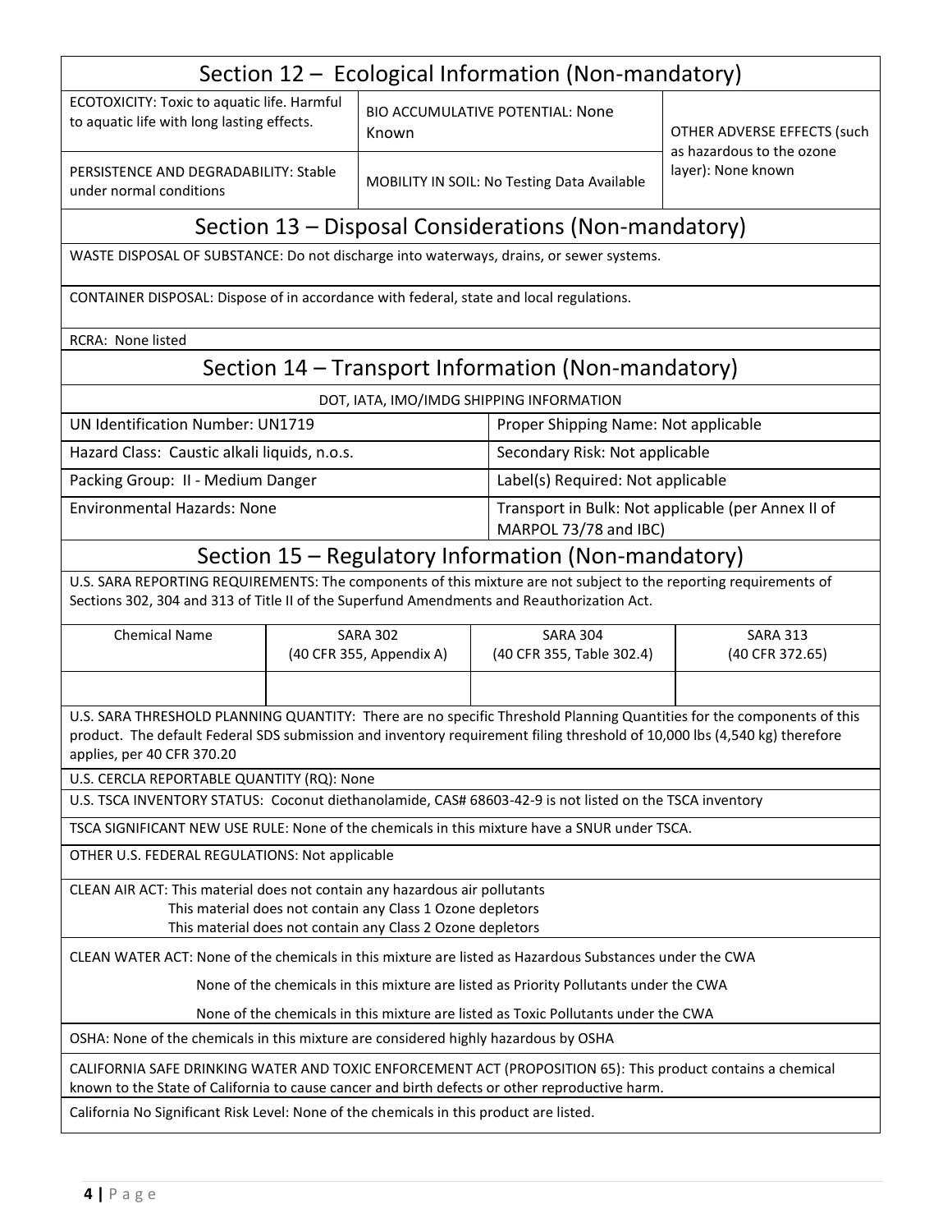## Section 12 – Ecological Information (Non-mandatory)

| | | |
|---|---|---|
| ECOTOXICITY: Toxic to aquatic life. Harmful to aquatic life with long lasting effects. | BIO ACCUMULATIVE POTENTIAL: None Known | OTHER ADVERSE EFFECTS (such as hazardous to the ozone layer): None known |
| PERSISTENCE AND DEGRADABILITY: Stable under normal conditions | MOBILITY IN SOIL: No Testing Data Available | |

## Section 13 – Disposal Considerations (Non-mandatory)

WASTE DISPOSAL OF SUBSTANCE: Do not discharge into waterways, drains, or sewer systems.

CONTAINER DISPOSAL: Dispose of in accordance with federal, state and local regulations.

RCRA: None listed

## Section 14 – Transport Information (Non-mandatory)

DOT, IATA, IMO/IMDG SHIPPING INFORMATION

| | |
|---|---|
| UN Identification Number: UN1719 | Proper Shipping Name: Not applicable |
| Hazard Class: Caustic alkali liquids, n.o.s. | Secondary Risk: Not applicable |
| Packing Group: II - Medium Danger | Label(s) Required: Not applicable |
| Environmental Hazards: None | Transport in Bulk: Not applicable (per Annex II of MARPOL 73/78 and IBC) |

## Section 15 – Regulatory Information (Non-mandatory)

U.S. SARA REPORTING REQUIREMENTS: The components of this mixture are not subject to the reporting requirements of Sections 302, 304 and 313 of Title II of the Superfund Amendments and Reauthorization Act.

| Chemical Name | SARA 302 (40 CFR 355, Appendix A) | SARA 304 (40 CFR 355, Table 302.4) | SARA 313 (40 CFR 372.65) |
|---|---|---|---|
| | | | |

U.S. SARA THRESHOLD PLANNING QUANTITY: There are no specific Threshold Planning Quantities for the components of this product. The default Federal SDS submission and inventory requirement filing threshold of 10,000 lbs (4,540 kg) therefore applies, per 40 CFR 370.20

U.S. CERCLA REPORTABLE QUANTITY (RQ): None

U.S. TSCA INVENTORY STATUS: Coconut diethanolamide, CAS# 68603-42-9 is not listed on the TSCA inventory

TSCA SIGNIFICANT NEW USE RULE: None of the chemicals in this mixture have a SNUR under TSCA.

OTHER U.S. FEDERAL REGULATIONS: Not applicable

CLEAN AIR ACT: This material does not contain any hazardous air pollutants
This material does not contain any Class 1 Ozone depletors
This material does not contain any Class 2 Ozone depletors

CLEAN WATER ACT: None of the chemicals in this mixture are listed as Hazardous Substances under the CWA

None of the chemicals in this mixture are listed as Priority Pollutants under the CWA

None of the chemicals in this mixture are listed as Toxic Pollutants under the CWA

OSHA: None of the chemicals in this mixture are considered highly hazardous by OSHA

CALIFORNIA SAFE DRINKING WATER AND TOXIC ENFORCEMENT ACT (PROPOSITION 65): This product contains a chemical known to the State of California to cause cancer and birth defects or other reproductive harm.

California No Significant Risk Level: None of the chemicals in this product are listed.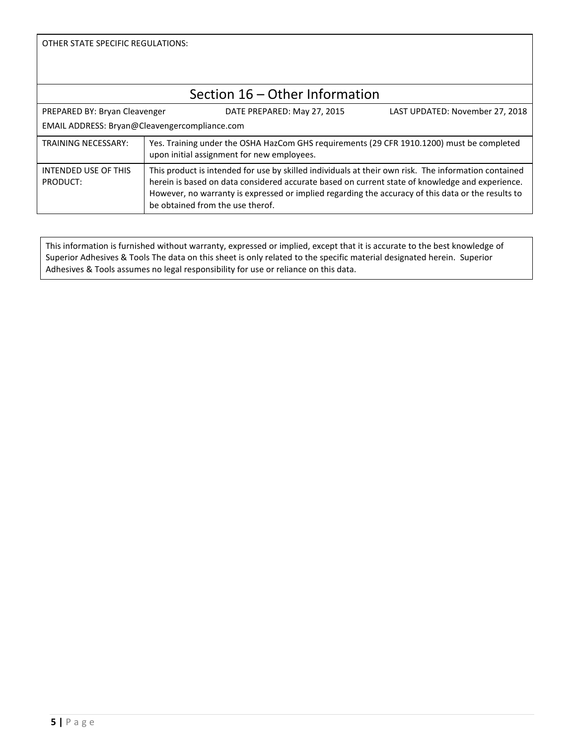OTHER STATE SPECIFIC REGULATIONS:

## Section 16 – Other Information

PREPARED BY: Bryan Cleavenger DATE PREPARED: May 27, 2015 LAST UPDATED: November 27, 2018

EMAIL ADDRESS: Bryan@Cleavengercompliance.com

| | |
|---|---|
| TRAINING NECESSARY: | Yes. Training under the OSHA HazCom GHS requirements (29 CFR 1910.1200) must be completed upon initial assignment for new employees. |
| INTENDED USE OF THIS PRODUCT: | This product is intended for use by skilled individuals at their own risk. The information contained herein is based on data considered accurate based on current state of knowledge and experience. However, no warranty is expressed or implied regarding the accuracy of this data or the results to be obtained from the use therof. |

This information is furnished without warranty, expressed or implied, except that it is accurate to the best knowledge of Superior Adhesives & Tools The data on this sheet is only related to the specific material designated herein. Superior Adhesives & Tools assumes no legal responsibility for use or reliance on this data.